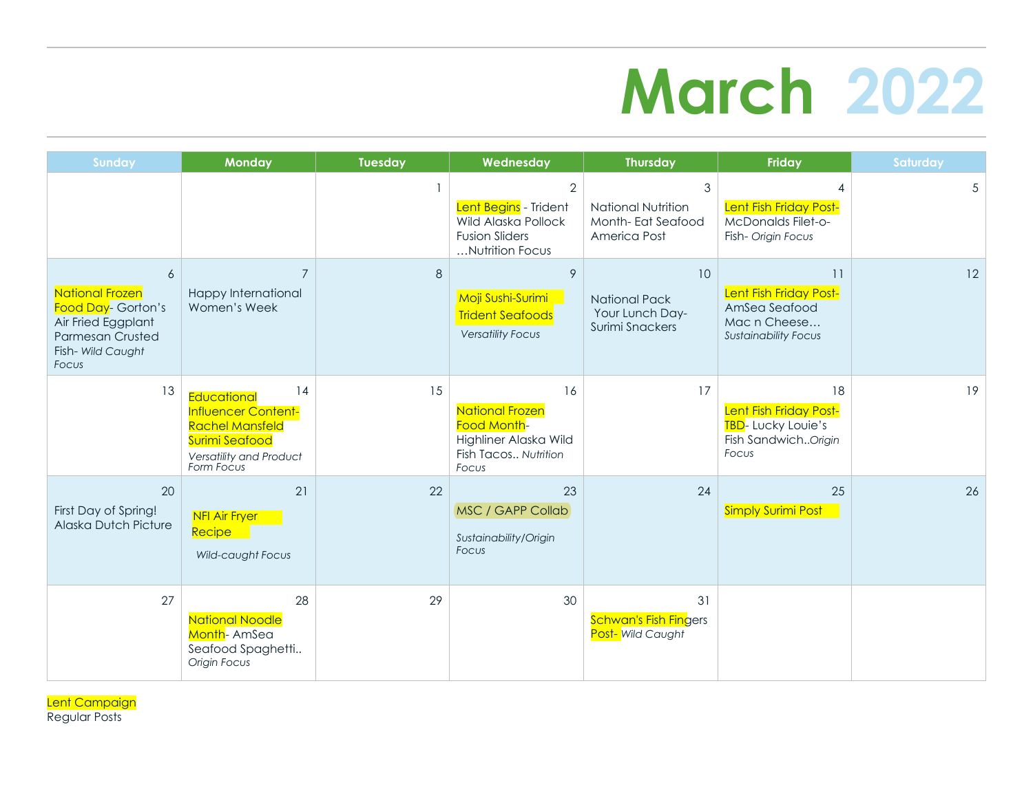# March 2022

| Sunday | Monday | Tuesday | Wednesday | Thursday | Friday | Saturday |
|---|---|---|---|---|---|---|
| | | 1 | 2<br>Lent Begins - Trident Wild Alaska Pollock Fusion Sliders …Nutrition Focus | 3<br>National Nutrition Month- Eat Seafood America Post | 4<br>Lent Fish Friday Post- McDonalds Filet-o-Fish- *Origin Focus* | 5 |
| 6<br>National Frozen Food Day- Gorton's Air Fried Eggplant Parmesan Crusted Fish- *Wild Caught Focus* | 7<br>Happy International Women's Week | 8 | 9<br>Moji Sushi-Surimi Trident Seafoods<br>*Versatility Focus* | 10<br>National Pack Your Lunch Day- Surimi Snackers | 11<br>Lent Fish Friday Post- AmSea Seafood Mac n Cheese… *Sustainability Focus* | 12 |
| 13 | 14<br>Educational Influencer Content- Rachel Mansfeld Surimi Seafood<br>*Versatility and Product Form Focus* | 15 | 16<br>National Frozen Food Month- Highliner Alaska Wild Fish Tacos.. *Nutrition Focus* | 17 | 18<br>Lent Fish Friday Post- TBD- Lucky Louie's Fish Sandwich..*Origin Focus* | 19 |
| 20<br>First Day of Spring! Alaska Dutch Picture | 21<br>NFI Air Fryer Recipe<br>*Wild-caught Focus* | 22 | 23<br>MSC / GAPP Collab<br>*Sustainability/Origin Focus* | 24 | 25<br>Simply Surimi Post | 26 |
| 27 | 28<br>National Noodle Month- AmSea Seafood Spaghetti.. *Origin Focus* | 29 | 30 | 31<br>Schwan's Fish Fingers Post- *Wild Caught* | | |

Lent Campaign
Regular Posts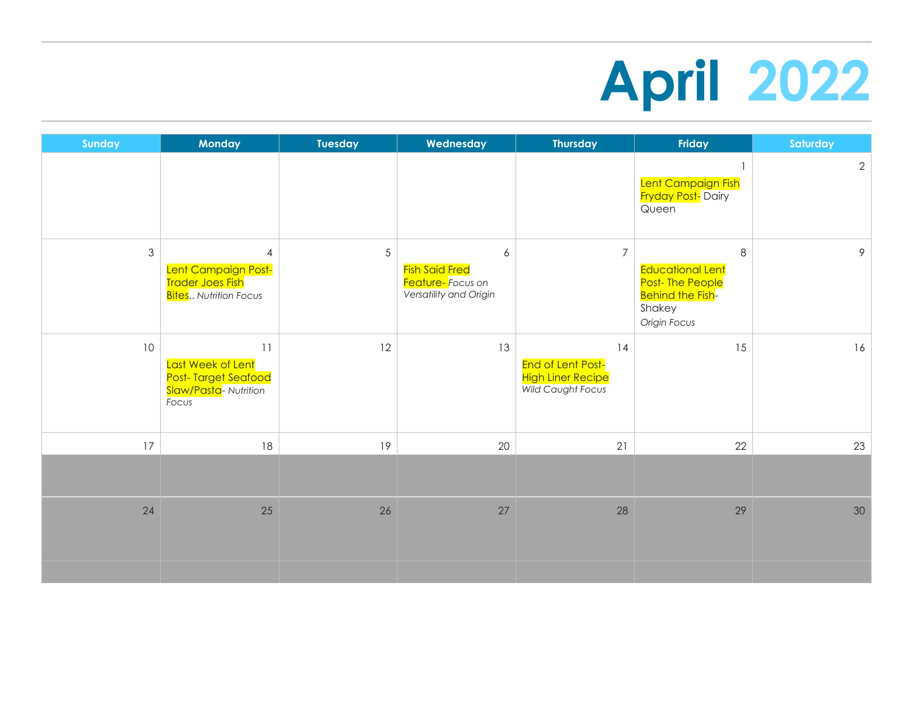# April 2022

| Sunday | Monday | Tuesday | Wednesday | Thursday | Friday | Saturday |
|---|---|---|---|---|---|---|
| | | | | | 1 Lent Campaign Fish Fryday Post- Dairy Queen | 2 |
| 3 | 4 Lent Campaign Post- Trader Joes Fish Bites.. *Nutrition Focus* | 5 | 6 Fish Said Fred Feature- *Focus on Versatility and Origin* | 7 | 8 Educational Lent Post- The People Behind the Fish- Shakey *Origin Focus* | 9 |
| 10 | 11 Last Week of Lent Post- Target Seafood Slaw/Pasta- *Nutrition Focus* | 12 | 13 | 14 End of Lent Post- High Liner Recipe *Wild Caught Focus* | 15 | 16 |
| 17 | 18 | 19 | 20 | 21 | 22 | 23 |
| 24 | 25 | 26 | 27 | 28 | 29 | 30 |